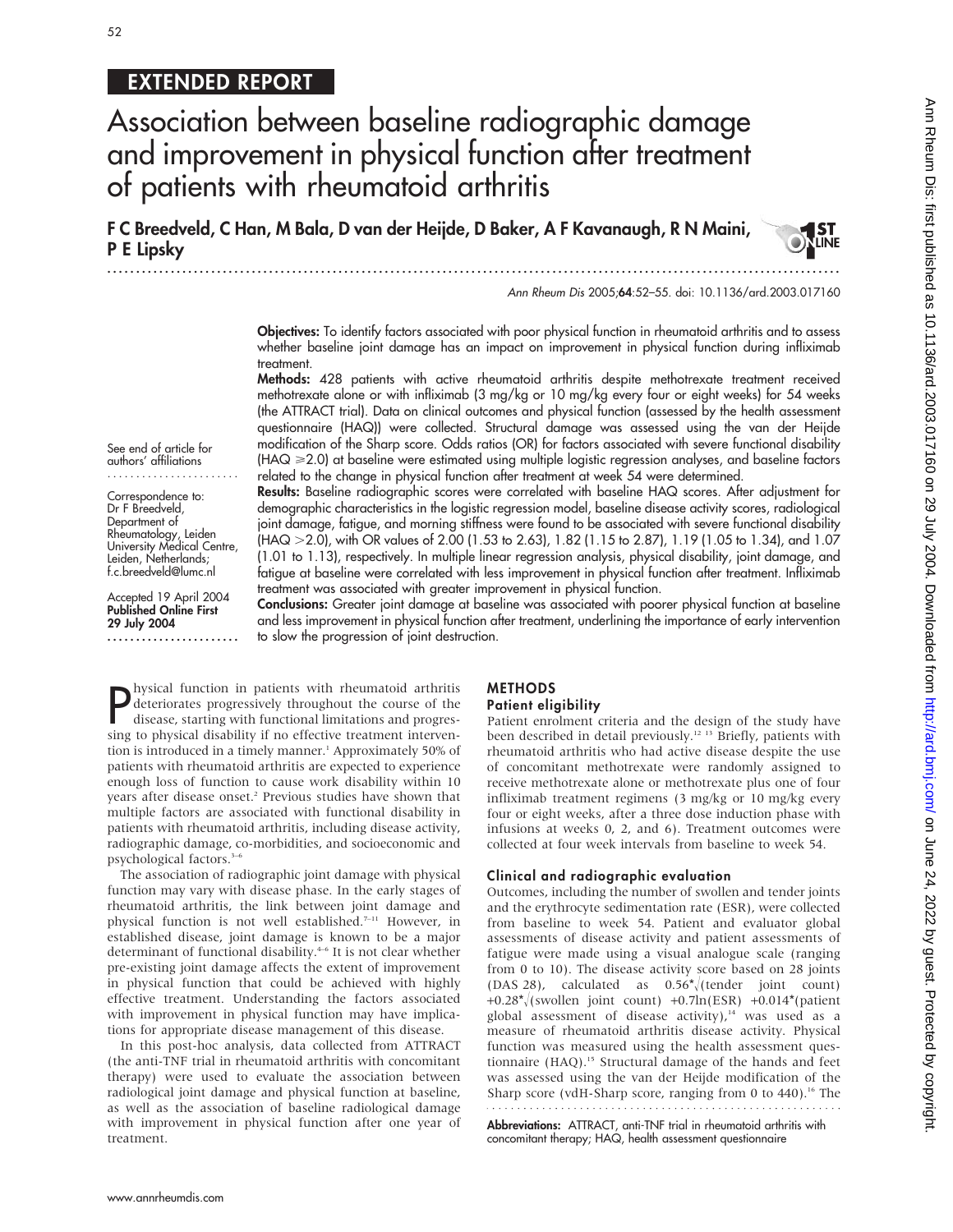EXTENDED REPORT

# Association between baseline radiographic damage and improvement in physical function after treatment of patients with rheumatoid arthritis

**F C Breedveld, C Han, M Bala, D van der Heijde, D Baker, A F Kavanaugh, R N Maini, P E Lipsky**

*Ann Rheum Dis* 2005;**64**:52–55. doi: 10.1136/ard.2003.017160

See end of article for authors' affiliations

Correspondence to: Dr F Breedveld, Department of Rheumatology, Leiden University Medical Centre, Leiden, Netherlands; f.c.breedveld@lumc.nl

Accepted 19 April 2004
**Published Online First 29 July 2004**

**Objectives:** To identify factors associated with poor physical function in rheumatoid arthritis and to assess whether baseline joint damage has an impact on improvement in physical function during infliximab treatment.

**Methods:** 428 patients with active rheumatoid arthritis despite methotrexate treatment received methotrexate alone or with infliximab (3 mg/kg or 10 mg/kg every four or eight weeks) for 54 weeks (the ATTRACT trial). Data on clinical outcomes and physical function (assessed by the health assessment questionnaire (HAQ)) were collected. Structural damage was assessed using the van der Heijde modification of the Sharp score. Odds ratios (OR) for factors associated with severe functional disability (HAQ ⩾2.0) at baseline were estimated using multiple logistic regression analyses, and baseline factors related to the change in physical function after treatment at week 54 were determined.

**Results:** Baseline radiographic scores were correlated with baseline HAQ scores. After adjustment for demographic characteristics in the logistic regression model, baseline disease activity scores, radiological joint damage, fatigue, and morning stiffness were found to be associated with severe functional disability (HAQ >2.0), with OR values of 2.00 (1.53 to 2.63), 1.82 (1.15 to 2.87), 1.19 (1.05 to 1.34), and 1.07 (1.01 to 1.13), respectively. In multiple linear regression analysis, physical disability, joint damage, and fatigue at baseline were correlated with less improvement in physical function after treatment. Infliximab treatment was associated with greater improvement in physical function.

**Conclusions:** Greater joint damage at baseline was associated with poorer physical function at baseline and less improvement in physical function after treatment, underlining the importance of early intervention to slow the progression of joint destruction.

Physical function in patients with rheumatoid arthritis deteriorates progressively throughout the course of the disease, starting with functional limitations and progressing to physical disability if no effective treatment intervention is introduced in a timely manner.[1] Approximately 50% of patients with rheumatoid arthritis are expected to experience enough loss of function to cause work disability within 10 years after disease onset.[2] Previous studies have shown that multiple factors are associated with functional disability in patients with rheumatoid arthritis, including disease activity, radiographic damage, co-morbidities, and socioeconomic and psychological factors.[3–6]

The association of radiographic joint damage with physical function may vary with disease phase. In the early stages of rheumatoid arthritis, the link between joint damage and physical function is not well established.[7–11] However, in established disease, joint damage is known to be a major determinant of functional disability.[4–6] It is not clear whether pre-existing joint damage affects the extent of improvement in physical function that could be achieved with highly effective treatment. Understanding the factors associated with improvement in physical function may have implications for appropriate disease management of this disease.

In this post-hoc analysis, data collected from ATTRACT (the anti-TNF trial in rheumatoid arthritis with concomitant therapy) were used to evaluate the association between radiological joint damage and physical function at baseline, as well as the association of baseline radiological damage with improvement in physical function after one year of treatment.

## METHODS

### Patient eligibility

Patient enrolment criteria and the design of the study have been described in detail previously.[12 13] Briefly, patients with rheumatoid arthritis who had active disease despite the use of concomitant methotrexate were randomly assigned to receive methotrexate alone or methotrexate plus one of four infliximab treatment regimens (3 mg/kg or 10 mg/kg every four or eight weeks, after a three dose induction phase with infusions at weeks 0, 2, and 6). Treatment outcomes were collected at four week intervals from baseline to week 54.

### Clinical and radiographic evaluation

Outcomes, including the number of swollen and tender joints and the erythrocyte sedimentation rate (ESR), were collected from baseline to week 54. Patient and evaluator global assessments of disease activity and patient assessments of fatigue were made using a visual analogue scale (ranging from 0 to 10). The disease activity score based on 28 joints (DAS 28), calculated as $0.56*\sqrt{(\text{tender joint count})} + 0.28*\sqrt{(\text{swollen joint count})} + 0.7\ln(\text{ESR}) + 0.014*(\text{patient global assessment of disease activity})$,[14] was used as a measure of rheumatoid arthritis disease activity. Physical function was measured using the health assessment questionnaire (HAQ).[15] Structural damage of the hands and feet was assessed using the van der Heijde modification of the Sharp score (vdH-Sharp score, ranging from 0 to 440).[16] The

**Abbreviations:** ATTRACT, anti-TNF trial in rheumatoid arthritis with concomitant therapy; HAQ, health assessment questionnaire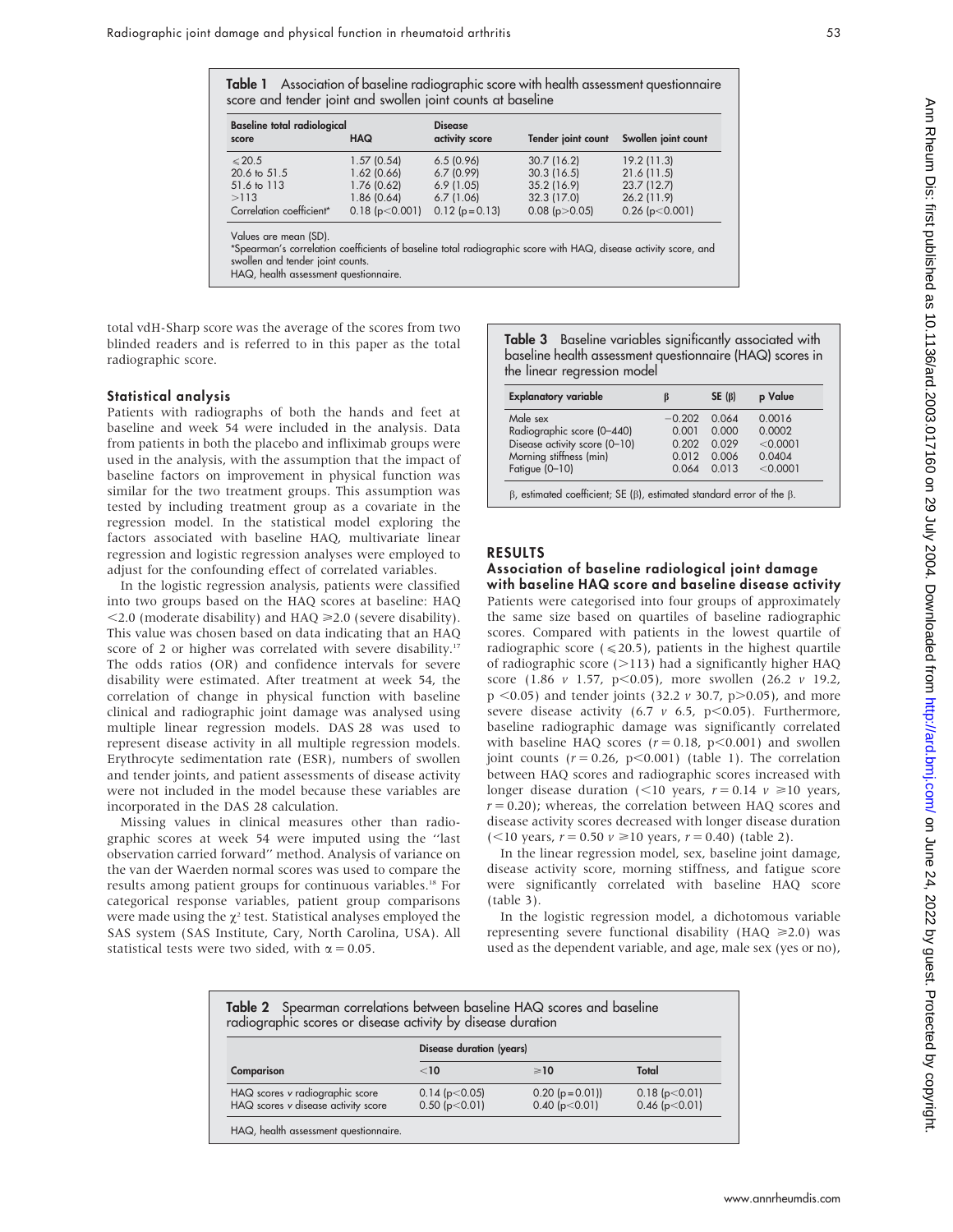**Table 1** Association of baseline radiographic score with health assessment questionnaire score and tender joint and swollen joint counts at baseline

| Baseline total radiological score | HAQ | Disease activity score | Tender joint count | Swollen joint count |
|---|---|---|---|---|
| ≤20.5 | 1.57 (0.54) | 6.5 (0.96) | 30.7 (16.2) | 19.2 (11.3) |
| 20.6 to 51.5 | 1.62 (0.66) | 6.7 (0.99) | 30.3 (16.5) | 21.6 (11.5) |
| 51.6 to 113 | 1.76 (0.62) | 6.9 (1.05) | 35.2 (16.9) | 23.7 (12.7) |
| >113 | 1.86 (0.64) | 6.7 (1.06) | 32.3 (17.0) | 26.2 (11.9) |
| Correlation coefficient* | 0.18 ($p<0.001$) | 0.12 ($p=0.13$) | 0.08 ($p>0.05$) | 0.26 ($p<0.001$) |

Values are mean (SD).
*Spearman's correlation coefficients of baseline total radiographic score with HAQ, disease activity score, and swollen and tender joint counts.
HAQ, health assessment questionnaire.

total vdH-Sharp score was the average of the scores from two blinded readers and is referred to in this paper as the total radiographic score.

### Statistical analysis

Patients with radiographs of both the hands and feet at baseline and week 54 were included in the analysis. Data from patients in both the placebo and infliximab groups were used in the analysis, with the assumption that the impact of baseline factors on improvement in physical function was similar for the two treatment groups. This assumption was tested by including treatment group as a covariate in the regression model. In the statistical model exploring the factors associated with baseline HAQ, multivariate linear regression and logistic regression analyses were employed to adjust for the confounding effect of correlated variables.

In the logistic regression analysis, patients were classified into two groups based on the HAQ scores at baseline: HAQ <2.0 (moderate disability) and HAQ ≥2.0 (severe disability). This value was chosen based on data indicating that an HAQ score of 2 or higher was correlated with severe disability.[17] The odds ratios (OR) and confidence intervals for severe disability were estimated. After treatment at week 54, the correlation of change in physical function with baseline clinical and radiographic joint damage was analysed using multiple linear regression models. DAS 28 was used to represent disease activity in all multiple regression models. Erythrocyte sedimentation rate (ESR), numbers of swollen and tender joints, and patient assessments of disease activity were not included in the model because these variables are incorporated in the DAS 28 calculation.

Missing values in clinical measures other than radiographic scores at week 54 were imputed using the "last observation carried forward" method. Analysis of variance on the van der Waerden normal scores was used to compare the results among patient groups for continuous variables.[18] For categorical response variables, patient group comparisons were made using the $\chi^2$ test. Statistical analyses employed the SAS system (SAS Institute, Cary, North Carolina, USA). All statistical tests were two sided, with $\alpha = 0.05$.

**Table 3** Baseline variables significantly associated with baseline health assessment questionnaire (HAQ) scores in the linear regression model

| Explanatory variable | β | SE (β) | p Value |
|---|---|---|---|
| Male sex | −0.202 | 0.064 | 0.0016 |
| Radiographic score (0–440) | 0.001 | 0.000 | 0.0002 |
| Disease activity score (0–10) | 0.202 | 0.029 | <0.0001 |
| Morning stiffness (min) | 0.012 | 0.006 | 0.0404 |
| Fatigue (0–10) | 0.064 | 0.013 | <0.0001 |

β, estimated coefficient; SE (β), estimated standard error of the β.

## RESULTS

### Association of baseline radiological joint damage with baseline HAQ score and baseline disease activity

Patients were categorised into four groups of approximately the same size based on quartiles of baseline radiographic scores. Compared with patients in the lowest quartile of radiographic score (≤20.5), patients in the highest quartile of radiographic score (>113) had a significantly higher HAQ score (1.86 *v* 1.57, $p<0.05$), more swollen (26.2 *v* 19.2, $p<0.05$) and tender joints (32.2 *v* 30.7, $p>0.05$), and more severe disease activity (6.7 *v* 6.5, $p<0.05$). Furthermore, baseline radiographic damage was significantly correlated with baseline HAQ scores ($r = 0.18$, $p<0.001$) and swollen joint counts ($r = 0.26$, $p<0.001$) (table 1). The correlation between HAQ scores and radiographic scores increased with longer disease duration (<10 years, $r = 0.14$ *v* ≥10 years, $r = 0.20$); whereas, the correlation between HAQ scores and disease activity scores decreased with longer disease duration (<10 years, $r = 0.50$ *v* ≥10 years, $r = 0.40$) (table 2).

In the linear regression model, sex, baseline joint damage, disease activity score, morning stiffness, and fatigue score were significantly correlated with baseline HAQ score (table 3).

In the logistic regression model, a dichotomous variable representing severe functional disability (HAQ ≥2.0) was used as the dependent variable, and age, male sex (yes or no),

**Table 2** Spearman correlations between baseline HAQ scores and baseline radiographic scores or disease activity by disease duration

| Comparison | Disease duration (years) <10 | ≥10 | Total |
|---|---|---|---|
| HAQ scores *v* radiographic score | 0.14 ($p<0.05$) | 0.20 ($p=0.01$)) | 0.18 ($p<0.01$) |
| HAQ scores *v* disease activity score | 0.50 ($p<0.01$) | 0.40 ($p<0.01$) | 0.46 ($p<0.01$) |

HAQ, health assessment questionnaire.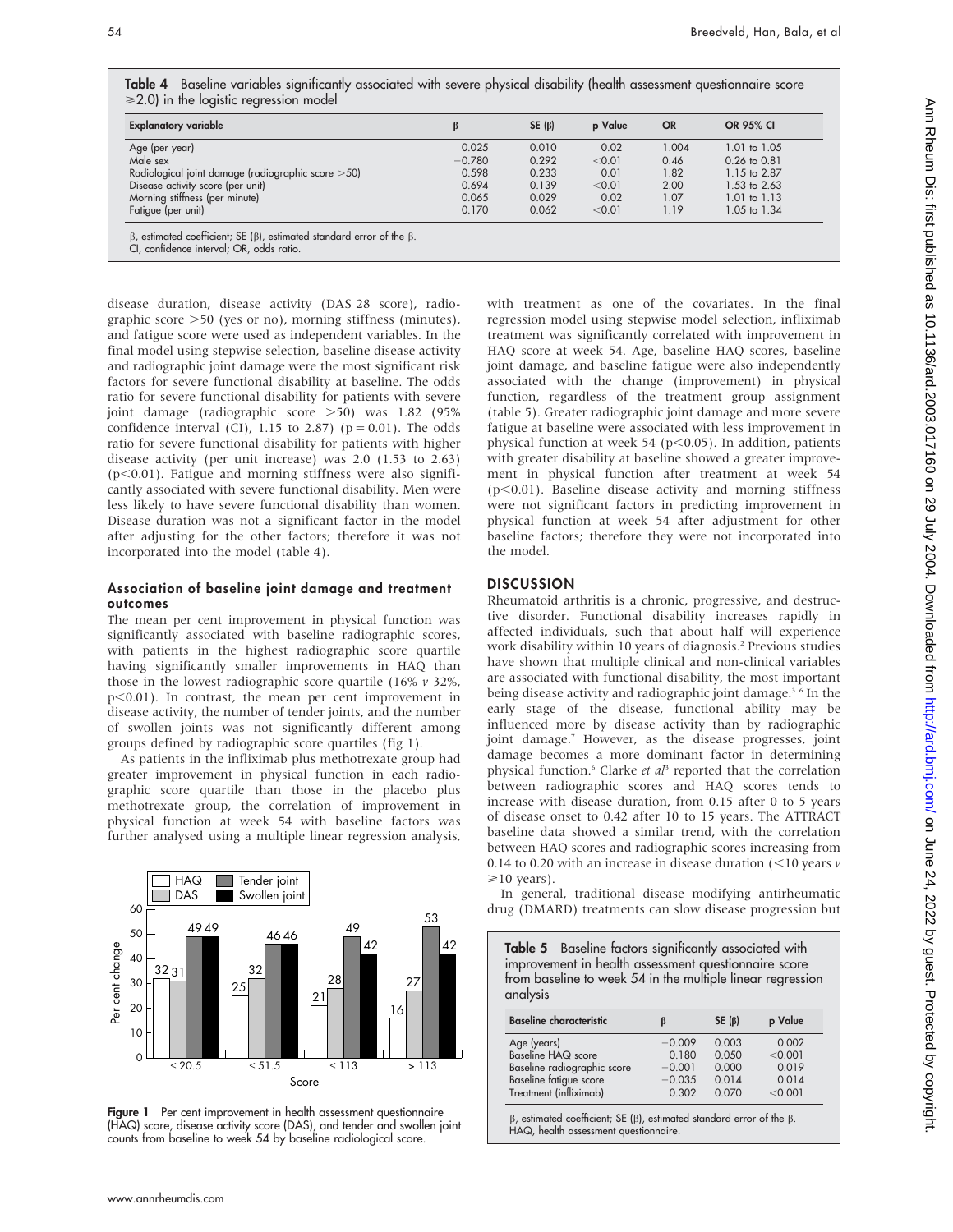**Table 4** Baseline variables significantly associated with severe physical disability (health assessment questionnaire score ⩾2.0) in the logistic regression model

| Explanatory variable | β | SE (β) | p Value | OR | OR 95% CI |
|---|---|---|---|---|---|
| Age (per year) | 0.025 | 0.010 | 0.02 | 1.004 | 1.01 to 1.05 |
| Male sex | −0.780 | 0.292 | <0.01 | 0.46 | 0.26 to 0.81 |
| Radiological joint damage (radiographic score >50) | 0.598 | 0.233 | 0.01 | 1.82 | 1.15 to 2.87 |
| Disease activity score (per unit) | 0.694 | 0.139 | <0.01 | 2.00 | 1.53 to 2.63 |
| Morning stiffness (per minute) | 0.065 | 0.029 | 0.02 | 1.07 | 1.01 to 1.13 |
| Fatigue (per unit) | 0.170 | 0.062 | <0.01 | 1.19 | 1.05 to 1.34 |

β, estimated coefficient; SE (β), estimated standard error of the β.
CI, confidence interval; OR, odds ratio.

disease duration, disease activity (DAS 28 score), radiographic score >50 (yes or no), morning stiffness (minutes), and fatigue score were used as independent variables. In the final model using stepwise selection, baseline disease activity and radiographic joint damage were the most significant risk factors for severe functional disability at baseline. The odds ratio for severe functional disability for patients with severe joint damage (radiographic score >50) was 1.82 (95% confidence interval (CI), 1.15 to 2.87) (p = 0.01). The odds ratio for severe functional disability for patients with higher disease activity (per unit increase) was 2.0 (1.53 to 2.63) (p<0.01). Fatigue and morning stiffness were also significantly associated with severe functional disability. Men were less likely to have severe functional disability than women. Disease duration was not a significant factor in the model after adjusting for the other factors; therefore it was not incorporated into the model (table 4).

### Association of baseline joint damage and treatment outcomes

The mean per cent improvement in physical function was significantly associated with baseline radiographic scores, with patients in the highest radiographic score quartile having significantly smaller improvements in HAQ than those in the lowest radiographic score quartile (16% *v* 32%, p<0.01). In contrast, the mean per cent improvement in disease activity, the number of tender joints, and the number of swollen joints was not significantly different among groups defined by radiographic score quartiles (fig 1).

As patients in the infliximab plus methotrexate group had greater improvement in physical function in each radiographic score quartile than those in the placebo plus methotrexate group, the correlation of improvement in physical function at week 54 with baseline factors was further analysed using a multiple linear regression analysis, with treatment as one of the covariates. In the final regression model using stepwise model selection, infliximab treatment was significantly correlated with improvement in HAQ score at week 54. Age, baseline HAQ scores, baseline joint damage, and baseline fatigue were also independently associated with the change (improvement) in physical function, regardless of the treatment group assignment (table 5). Greater radiographic joint damage and more severe fatigue at baseline were associated with less improvement in physical function at week 54 (p<0.05). In addition, patients with greater disability at baseline showed a greater improvement in physical function after treatment at week 54 (p<0.01). Baseline disease activity and morning stiffness were not significant factors in predicting improvement in physical function at week 54 after adjustment for other baseline factors; therefore they were not incorporated into the model.

**Figure 1** Per cent improvement in health assessment questionnaire (HAQ) score, disease activity score (DAS), and tender and swollen joint counts from baseline to week 54 by baseline radiological score.

## DISCUSSION

Rheumatoid arthritis is a chronic, progressive, and destructive disorder. Functional disability increases rapidly in affected individuals, such that about half will experience work disability within 10 years of diagnosis.[2] Previous studies have shown that multiple clinical and non-clinical variables are associated with functional disability, the most important being disease activity and radiographic joint damage.[3 6] In the early stage of the disease, functional ability may be influenced more by disease activity than by radiographic joint damage.[7] However, as the disease progresses, joint damage becomes a more dominant factor in determining physical function.[6] Clarke *et al*[5] reported that the correlation between radiographic scores and HAQ scores tends to increase with disease duration, from 0.15 after 0 to 5 years of disease onset to 0.42 after 10 to 15 years. The ATTRACT baseline data showed a similar trend, with the correlation between HAQ scores and radiographic scores increasing from 0.14 to 0.20 with an increase in disease duration (<10 years *v* ⩾10 years).

In general, traditional disease modifying antirheumatic drug (DMARD) treatments can slow disease progression but

**Table 5** Baseline factors significantly associated with improvement in health assessment questionnaire score from baseline to week 54 in the multiple linear regression analysis

| Baseline characteristic | β | SE (β) | p Value |
|---|---|---|---|
| Age (years) | −0.009 | 0.003 | 0.002 |
| Baseline HAQ score | 0.180 | 0.050 | <0.001 |
| Baseline radiographic score | −0.001 | 0.000 | 0.019 |
| Baseline fatigue score | −0.035 | 0.014 | 0.014 |
| Treatment (infliximab) | 0.302 | 0.070 | <0.001 |

β, estimated coefficient; SE (β), estimated standard error of the β.
HAQ, health assessment questionnaire.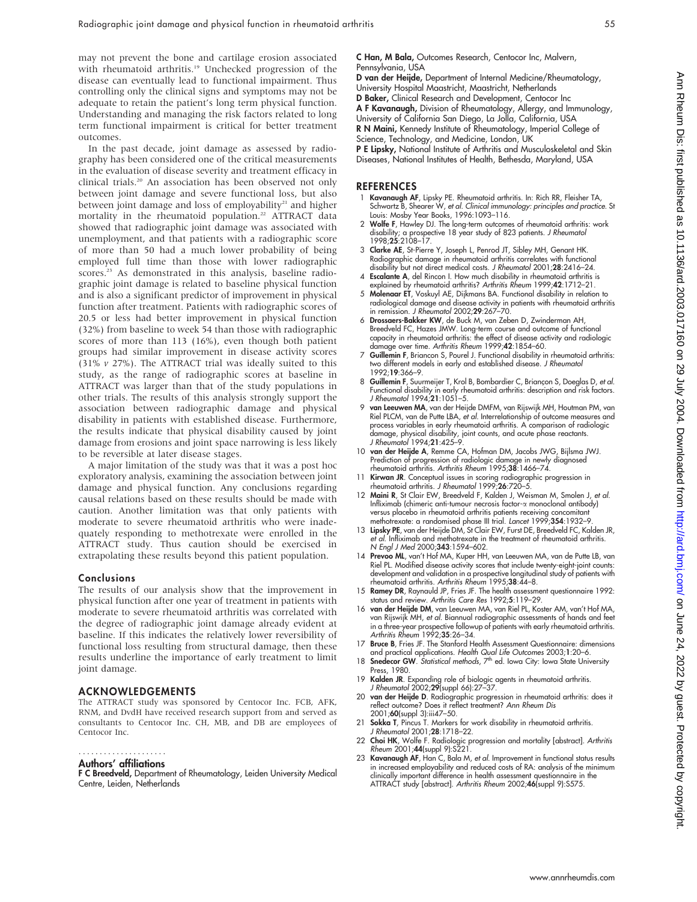may not prevent the bone and cartilage erosion associated with rheumatoid arthritis.[19] Unchecked progression of the disease can eventually lead to functional impairment. Thus controlling only the clinical signs and symptoms may not be adequate to retain the patient's long term physical function. Understanding and managing the risk factors related to long term functional impairment is critical for better treatment outcomes.

In the past decade, joint damage as assessed by radiography has been considered one of the critical measurements in the evaluation of disease severity and treatment efficacy in clinical trials.[20] An association has been observed not only between joint damage and severe functional loss, but also between joint damage and loss of employability[21] and higher mortality in the rheumatoid population.[22] ATTRACT data showed that radiographic joint damage was associated with unemployment, and that patients with a radiographic score of more than 50 had a much lower probability of being employed full time than those with lower radiographic scores.[23] As demonstrated in this analysis, baseline radiographic joint damage is related to baseline physical function and is also a significant predictor of improvement in physical function after treatment. Patients with radiographic scores of 20.5 or less had better improvement in physical function (32%) from baseline to week 54 than those with radiographic scores of more than 113 (16%), even though both patient groups had similar improvement in disease activity scores (31% *v* 27%). The ATTRACT trial was ideally suited to this study, as the range of radiographic scores at baseline in ATTRACT was larger than that of the study populations in other trials. The results of this analysis strongly support the association between radiographic damage and physical disability in patients with established disease. Furthermore, the results indicate that physical disability caused by joint damage from erosions and joint space narrowing is less likely to be reversible at later disease stages.

A major limitation of the study was that it was a post hoc exploratory analysis, examining the association between joint damage and physical function. Any conclusions regarding causal relations based on these results should be made with caution. Another limitation was that only patients with moderate to severe rheumatoid arthritis who were inadequately responding to methotrexate were enrolled in the ATTRACT study. Thus caution should be exercised in extrapolating these results beyond this patient population.

## Conclusions

The results of our analysis show that the improvement in physical function after one year of treatment in patients with moderate to severe rheumatoid arthritis was correlated with the degree of radiographic joint damage already evident at baseline. If this indicates the relatively lower reversibility of functional loss resulting from structural damage, then these results underline the importance of early treatment to limit joint damage.

## ACKNOWLEDGEMENTS

The ATTRACT study was sponsored by Centocor Inc. FCB, AFK, RNM, and DvdH have received research support from and served as consultants to Centocor Inc. CH, MB, and DB are employees of Centocor Inc.

### Authors' affiliations

**F C Breedveld,** Department of Rheumatology, Leiden University Medical Centre, Leiden, Netherlands

**C Han, M Bala,** Outcomes Research, Centocor Inc, Malvern, Pennsylvania, USA

**D van der Heijde,** Department of Internal Medicine/Rheumatology, University Hospital Maastricht, Maastricht, Netherlands

**D Baker,** Clinical Research and Development, Centocor Inc

**A F Kavanaugh,** Division of Rheumatology, Allergy, and Immunology, University of California San Diego, La Jolla, California, USA

**R N Maini,** Kennedy Institute of Rheumatology, Imperial College of Science, Technology, and Medicine, London, UK

**P E Lipsky,** National Institute of Arthritis and Musculoskeletal and Skin Diseases, National Institutes of Health, Bethesda, Maryland, USA

## REFERENCES

1. **Kavanaugh AF**, Lipsky PE. Rheumatoid arthritis. In: Rich RR, Fleisher TA, Schwartz B, Shearer W, *et al. Clinical immunology: principles and practice.* St Louis: Mosby Year Books, 1996:1093–116.
2. **Wolfe F**, Hawley DJ. The long-term outcomes of rheumatoid arthritis: work disability; a prospective 18 year study of 823 patients. *J Rheumatol* 1998;**25**:2108–17.
3. **Clarke AE**, St-Pierre Y, Joseph L, Penrod JT, Sibley MH, Genant HK. Radiographic damage in rheumatoid arthritis correlates with functional disability but not direct medical costs. *J Rheumatol* 2001;**28**:2416–24.
4. **Escalante A**, del Rincon I. How much disability in rheumatoid arthritis is explained by rheumatoid arthritis? *Arthritis Rheum* 1999;**42**:1712–21.
5. **Molenaar ET**, Voskuyl AE, Dijkmans BA. Functional disability in relation to radiological damage and disease activity in patients with rheumatoid arthritis in remission. *J Rheumatol* 2002;**29**:267–70.
6. **Drossaers-Bakker KW**, de Buck M, van Zeben D, Zwinderman AH, Breedveld FC, Hazes JMW. Long-term course and outcome of functional capacity in rheumatoid arthritis: the effect of disease activity and radiologic damage over time. *Arthritis Rheum* 1999;**42**:1854–60.
7. **Guillemin F**, Briancon S, Pourel J. Functional disability in rheumatoid arthritis: two different models in early and established disease. *J Rheumatol* 1992;**19**:366–9.
8. **Guillemin F**, Suurmeijer T, Krol B, Bombardier C, Briançon S, Doeglas D, *et al.* Functional disability in early rheumatoid arthritis: description and risk factors. *J Rheumatol* 1994;**21**:1051–5.
9. **van Leeuwen MA**, van der Heijde DMFM, van Rijswijk MH, Houtman PM, van Riel PLCM, van de Putte LBA, *et al.* Interrelationship of outcome measures and process variables in early rheumatoid arthritis. A comparison of radiologic damage, physical disability, joint counts, and acute phase reactants. *J Rheumatol* 1994;**21**:425–9.
10. **van der Heijde A**, Remme CA, Hofman DM, Jacobs JWG, Bijlsma JWJ. Prediction of progression of radiologic damage in newly diagnosed rheumatoid arthritis. *Arthritis Rheum* 1995;**38**:1466–74.
11. **Kirwan JR**. Conceptual issues in scoring radiographic progression in rheumatoid arthritis. *J Rheumatol* 1999;**26**:720–5.
12. **Maini R**, St Clair EW, Breedveld F, Kalden J, Weisman M, Smolen J, *et al.* Infliximab (chimeric anti-tumour necrosis factor-α monoclonal antibody) versus placebo in rheumatoid arthritis patients receiving concomitant methotrexate: a randomised phase III trial. *Lancet* 1999;**354**:1932–9.
13. **Lipsky PE**, van der Heijde DM, St Clair EW, Furst DE, Breedveld FC, Kalden JR, *et al.* Infliximab and methotrexate in the treatment of rheumatoid arthritis. *N Engl J Med* 2000;**343**:1594–602.
14. **Prevoo ML**, van't Hof MA, Kuper HH, van Leeuwen MA, van de Putte LB, van Riel PL. Modified disease activity scores that include twenty-eight-joint counts: development and validation in a prospective longitudinal study of patients with rheumatoid arthritis. *Arthritis Rheum* 1995;**38**:44–8.
15. **Ramey DR**, Raynauld JP, Fries JF. The health assessment questionnaire 1992: status and review. *Arthritis Care Res* 1992;**5**:119–29.
16. **van der Heijde DM**, van Leeuwen MA, van Riel PL, Koster AM, van't Hof MA, van Rijswijk MH, *et al.* Biannual radiographic assessments of hands and feet in a three-year prospective followup of patients with early rheumatoid arthritis. *Arthritis Rheum* 1992;**35**:26–34.
17. **Bruce B**, Fries JF. The Stanford Health Assessment Questionnaire: dimensions and practical applications. *Health Qual Life Outcomes* 2003;**1**:20–6.
18. **Snedecor GW**. *Statistical methods*, 7th ed. Iowa City: Iowa State University Press, 1980.
19. **Kalden JR**. Expanding role of biologic agents in rheumatoid arthritis. *J Rheumatol* 2002;**29**(suppl 66):27–37.
20. **van der Heijde D**. Radiographic progression in rheumatoid arthritis: does it reflect outcome? Does it reflect treatment? *Ann Rheum Dis* 2001;**60**(suppl 3):iii47–50.
21. **Sokka T**, Pincus T. Markers for work disability in rheumatoid arthritis. *J Rheumatol* 2001;**28**:1718–22.
22. **Choi HK**, Wolfe F. Radiologic progression and mortality [abstract]. *Arthritis Rheum* 2001;**44**(suppl 9):S221.
23. **Kavanaugh AF**, Han C, Bala M, *et al.* Improvement in functional status results in increased employability and reduced costs of RA: analysis of the minimum clinically important difference in health assessment questionnaire in the ATTRACT study [abstract]. *Arthritis Rheum* 2002;**46**(suppl 9):S575.